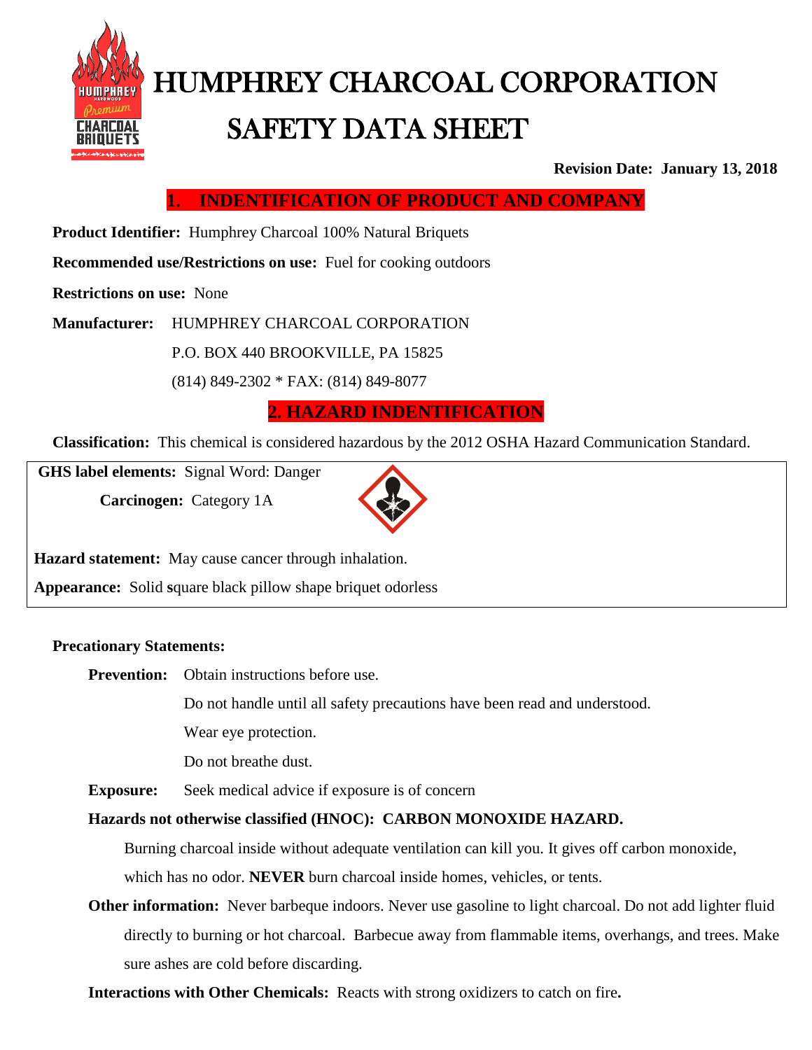# HUMPHREY CHARCOAL CORPORATION

# SAFETY DATA SHEET

**Revision Date: January 13, 2018**

## 1. INDENTIFICATION OF PRODUCT AND COMPANY

**Product Identifier:** Humphrey Charcoal 100% Natural Briquets

**Recommended use/Restrictions on use:** Fuel for cooking outdoors

**Restrictions on use:** None

**Manufacturer:** HUMPHREY CHARCOAL CORPORATION

P.O. BOX 440 BROOKVILLE, PA 15825

(814) 849-2302 * FAX: (814) 849-8077

## 2. HAZARD INDENTIFICATION

**Classification:** This chemical is considered hazardous by the 2012 OSHA Hazard Communication Standard.

**GHS label elements:** Signal Word: Danger

**Carcinogen:** Category 1A

**Hazard statement:** May cause cancer through inhalation.

**Appearance:** Solid square black pillow shape briquet odorless

**Precationary Statements:**

**Prevention:** Obtain instructions before use.

Do not handle until all safety precautions have been read and understood.

Wear eye protection.

Do not breathe dust.

**Exposure:** Seek medical advice if exposure is of concern

**Hazards not otherwise classified (HNOC): CARBON MONOXIDE HAZARD.**

Burning charcoal inside without adequate ventilation can kill you. It gives off carbon monoxide, which has no odor. **NEVER** burn charcoal inside homes, vehicles, or tents.

**Other information:** Never barbeque indoors. Never use gasoline to light charcoal. Do not add lighter fluid directly to burning or hot charcoal. Barbecue away from flammable items, overhangs, and trees. Make sure ashes are cold before discarding.

**Interactions with Other Chemicals:** Reacts with strong oxidizers to catch on fire**.**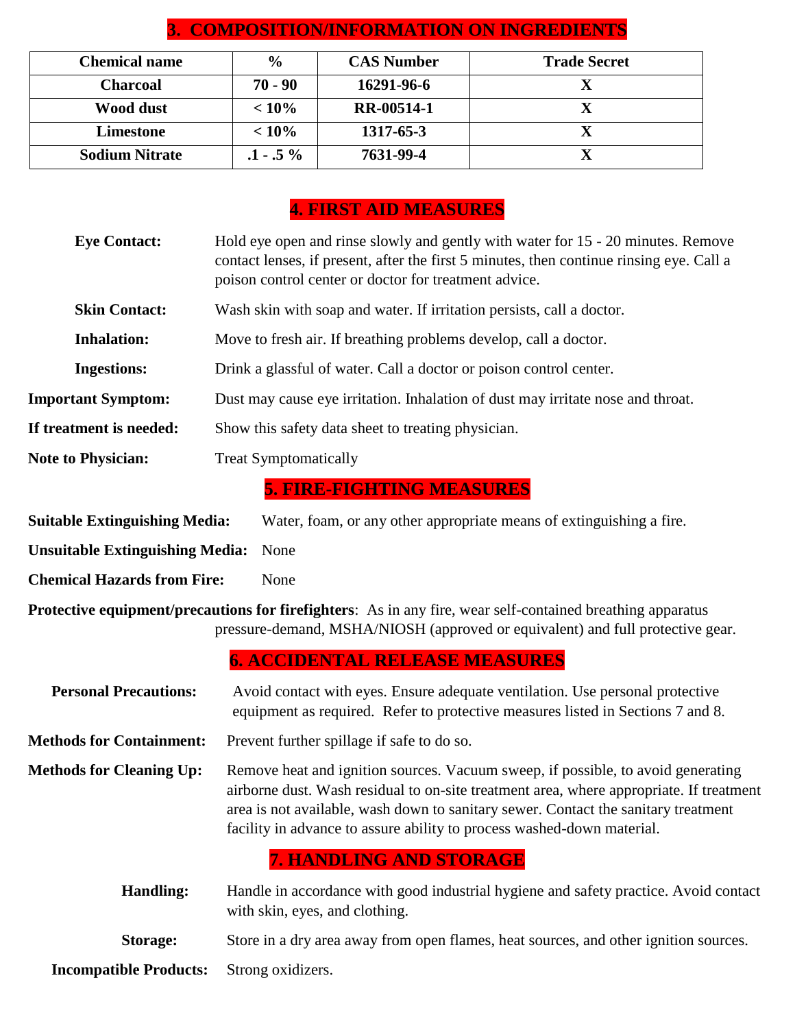## 3. COMPOSITION/INFORMATION ON INGREDIENTS

| Chemical name | % | CAS Number | Trade Secret |
|---|---|---|---|
| Charcoal | 70 - 90 | 16291-96-6 | X |
| Wood dust | < 10% | RR-00514-1 | X |
| Limestone | < 10% | 1317-65-3 | X |
| Sodium Nitrate | .1 - .5 % | 7631-99-4 | X |

## 4. FIRST AID MEASURES

**Eye Contact:** Hold eye open and rinse slowly and gently with water for 15 - 20 minutes. Remove contact lenses, if present, after the first 5 minutes, then continue rinsing eye. Call a poison control center or doctor for treatment advice.

**Skin Contact:** Wash skin with soap and water. If irritation persists, call a doctor.

**Inhalation:** Move to fresh air. If breathing problems develop, call a doctor.

**Ingestions:** Drink a glassful of water. Call a doctor or poison control center.

**Important Symptom:** Dust may cause eye irritation. Inhalation of dust may irritate nose and throat.

**If treatment is needed:** Show this safety data sheet to treating physician.

**Note to Physician:** Treat Symptomatically

## 5. FIRE-FIGHTING MEASURES

**Suitable Extinguishing Media:** Water, foam, or any other appropriate means of extinguishing a fire.

**Unsuitable Extinguishing Media:** None

**Chemical Hazards from Fire:** None

**Protective equipment/precautions for firefighters**: As in any fire, wear self-contained breathing apparatus pressure-demand, MSHA/NIOSH (approved or equivalent) and full protective gear.

## 6. ACCIDENTAL RELEASE MEASURES

**Personal Precautions:** Avoid contact with eyes. Ensure adequate ventilation. Use personal protective equipment as required. Refer to protective measures listed in Sections 7 and 8.

**Methods for Containment:** Prevent further spillage if safe to do so.

**Methods for Cleaning Up:** Remove heat and ignition sources. Vacuum sweep, if possible, to avoid generating airborne dust. Wash residual to on-site treatment area, where appropriate. If treatment area is not available, wash down to sanitary sewer. Contact the sanitary treatment facility in advance to assure ability to process washed-down material.

## 7. HANDLING AND STORAGE

**Handling:** Handle in accordance with good industrial hygiene and safety practice. Avoid contact with skin, eyes, and clothing.

**Storage:** Store in a dry area away from open flames, heat sources, and other ignition sources.

**Incompatible Products:** Strong oxidizers.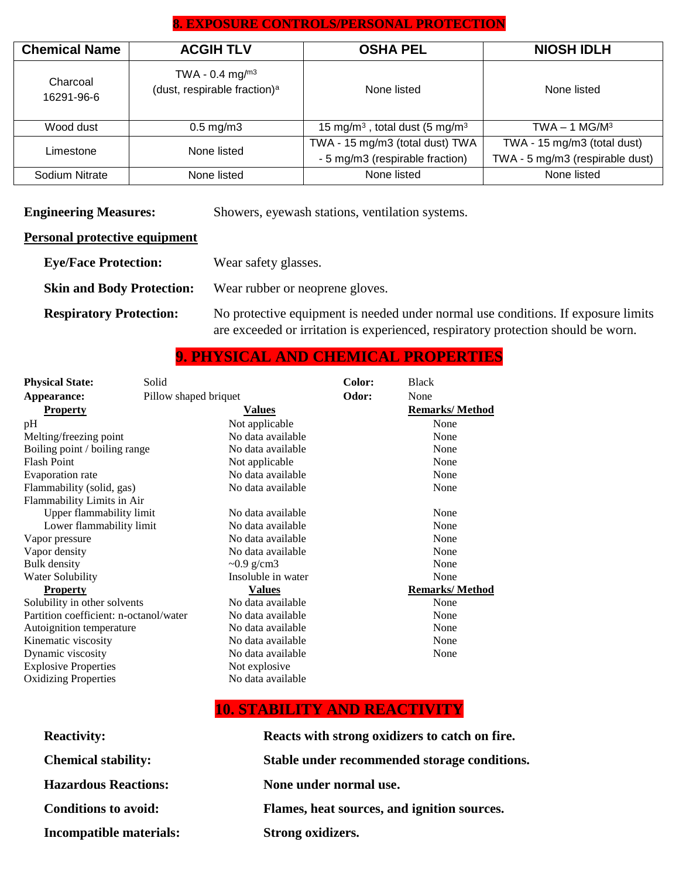## 8. EXPOSURE CONTROLS/PERSONAL PROTECTION

| Chemical Name | ACGIH TLV | OSHA PEL | NIOSH IDLH |
|---|---|---|---|
| Charcoal 16291-96-6 | TWA - 0.4 mg/$^{m3}$ (dust, respirable fraction)[a] | None listed | None listed |
| Wood dust | 0.5 mg/m3 | 15 mg/m$^3$ , total dust (5 mg/m$^3$ | TWA – 1 MG/M$^3$ |
| Limestone | None listed | TWA - 15 mg/m3 (total dust) TWA - 5 mg/m3 (respirable fraction) | TWA - 15 mg/m3 (total dust) TWA - 5 mg/m3 (respirable dust) |
| Sodium Nitrate | None listed | None listed | None listed |

**Engineering Measures:** Showers, eyewash stations, ventilation systems.

**Personal protective equipment**

**Eye/Face Protection:** Wear safety glasses.

**Skin and Body Protection:** Wear rubber or neoprene gloves.

**Respiratory Protection:** No protective equipment is needed under normal use conditions. If exposure limits are exceeded or irritation is experienced, respiratory protection should be worn.

## 9. PHYSICAL AND CHEMICAL PROPERTIES

**Physical State:** Solid **Color:** Black

**Appearance:** Pillow shaped briquet **Odor:** None

| Property | Values | Remarks/ Method |
|---|---|---|
| pH | Not applicable | None |
| Melting/freezing point | No data available | None |
| Boiling point / boiling range | No data available | None |
| Flash Point | Not applicable | None |
| Evaporation rate | No data available | None |
| Flammability (solid, gas) | No data available | None |
| Flammability Limits in Air | | |
| Upper flammability limit | No data available | None |
| Lower flammability limit | No data available | None |
| Vapor pressure | No data available | None |
| Vapor density | No data available | None |
| Bulk density | ~0.9 g/cm3 | None |
| Water Solubility | Insoluble in water | None |
| **Property** | **Values** | **Remarks/ Method** |
| Solubility in other solvents | No data available | None |
| Partition coefficient: n-octanol/water | No data available | None |
| Autoignition temperature | No data available | None |
| Kinematic viscosity | No data available | None |
| Dynamic viscosity | No data available | None |
| Explosive Properties | Not explosive | |
| Oxidizing Properties | No data available | |

## 10. STABILITY AND REACTIVITY

**Reactivity:** **Reacts with strong oxidizers to catch on fire.**

**Chemical stability:** **Stable under recommended storage conditions.**

**Hazardous Reactions:** **None under normal use.**

**Conditions to avoid:** **Flames, heat sources, and ignition sources.**

**Incompatible materials:** **Strong oxidizers.**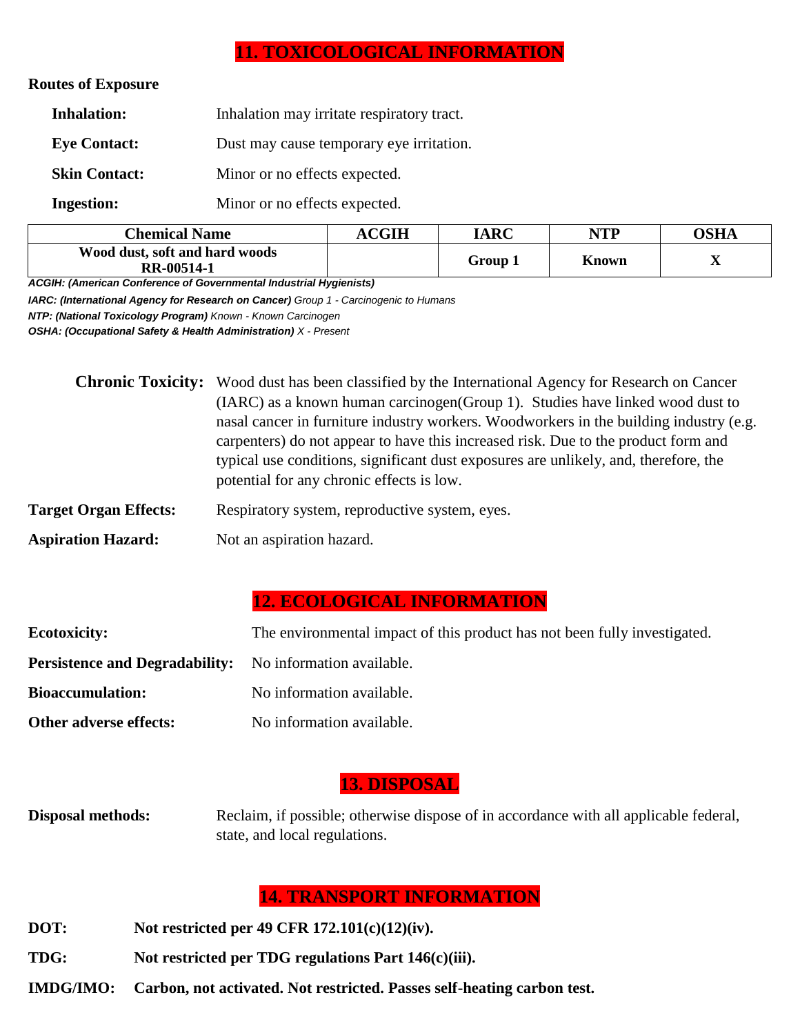## 11. TOXICOLOGICAL INFORMATION

**Routes of Exposure**

**Inhalation:** Inhalation may irritate respiratory tract.

**Eye Contact:** Dust may cause temporary eye irritation.

**Skin Contact:** Minor or no effects expected.

**Ingestion:** Minor or no effects expected.

| Chemical Name | ACGIH | IARC | NTP | OSHA |
|---|---|---|---|---|
| Wood dust, soft and hard woods RR-00514-1 | | Group 1 | Known | X |

***ACGIH: (American Conference of Governmental Industrial Hygienists)***

***IARC: (International Agency for Research on Cancer)*** *Group 1 - Carcinogenic to Humans*

***NTP: (National Toxicology Program)*** *Known - Known Carcinogen*

***OSHA: (Occupational Safety & Health Administration)*** *X - Present*

**Chronic Toxicity:** Wood dust has been classified by the International Agency for Research on Cancer (IARC) as a known human carcinogen(Group 1). Studies have linked wood dust to nasal cancer in furniture industry workers. Woodworkers in the building industry (e.g. carpenters) do not appear to have this increased risk. Due to the product form and typical use conditions, significant dust exposures are unlikely, and, therefore, the potential for any chronic effects is low.

**Target Organ Effects:** Respiratory system, reproductive system, eyes.

**Aspiration Hazard:** Not an aspiration hazard.

## 12. ECOLOGICAL INFORMATION

**Ecotoxicity:** The environmental impact of this product has not been fully investigated.

**Persistence and Degradability:** No information available.

**Bioaccumulation:** No information available.

**Other adverse effects:** No information available.

## 13. DISPOSAL

**Disposal methods:** Reclaim, if possible; otherwise dispose of in accordance with all applicable federal, state, and local regulations.

## 14. TRANSPORT INFORMATION

**DOT:** **Not restricted per 49 CFR 172.101(c)(12)(iv).**

**TDG:** **Not restricted per TDG regulations Part 146(c)(iii).**

**IMDG/IMO:** **Carbon, not activated. Not restricted. Passes self-heating carbon test.**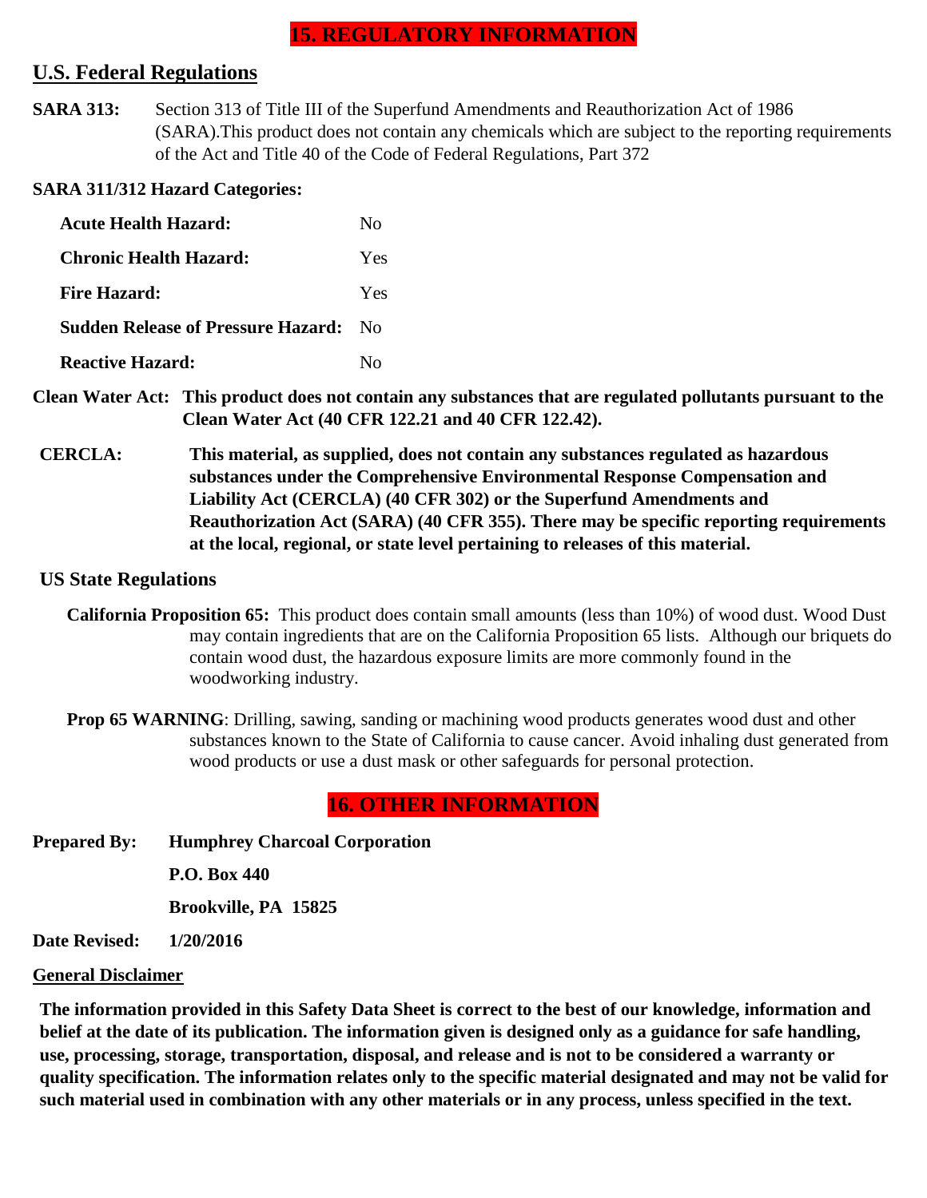# 15. REGULATORY INFORMATION

## U.S. Federal Regulations

**SARA 313:** Section 313 of Title III of the Superfund Amendments and Reauthorization Act of 1986 (SARA).This product does not contain any chemicals which are subject to the reporting requirements of the Act and Title 40 of the Code of Federal Regulations, Part 372

**SARA 311/312 Hazard Categories:**

| | |
|---|---|
| **Acute Health Hazard:** | No |
| **Chronic Health Hazard:** | Yes |
| **Fire Hazard:** | Yes |
| **Sudden Release of Pressure Hazard:** | No |
| **Reactive Hazard:** | No |

**Clean Water Act: This product does not contain any substances that are regulated pollutants pursuant to the Clean Water Act (40 CFR 122.21 and 40 CFR 122.42).**

**CERCLA: This material, as supplied, does not contain any substances regulated as hazardous substances under the Comprehensive Environmental Response Compensation and Liability Act (CERCLA) (40 CFR 302) or the Superfund Amendments and Reauthorization Act (SARA) (40 CFR 355). There may be specific reporting requirements at the local, regional, or state level pertaining to releases of this material.**

## US State Regulations

**California Proposition 65:** This product does contain small amounts (less than 10%) of wood dust. Wood Dust may contain ingredients that are on the California Proposition 65 lists. Although our briquets do contain wood dust, the hazardous exposure limits are more commonly found in the woodworking industry.

**Prop 65 WARNING**: Drilling, sawing, sanding or machining wood products generates wood dust and other substances known to the State of California to cause cancer. Avoid inhaling dust generated from wood products or use a dust mask or other safeguards for personal protection.

# 16. OTHER INFORMATION

**Prepared By:** **Humphrey Charcoal Corporation**

**P.O. Box 440**

**Brookville, PA 15825**

**Date Revised:** **1/20/2016**

**General Disclaimer**

**The information provided in this Safety Data Sheet is correct to the best of our knowledge, information and belief at the date of its publication. The information given is designed only as a guidance for safe handling, use, processing, storage, transportation, disposal, and release and is not to be considered a warranty or quality specification. The information relates only to the specific material designated and may not be valid for such material used in combination with any other materials or in any process, unless specified in the text.**